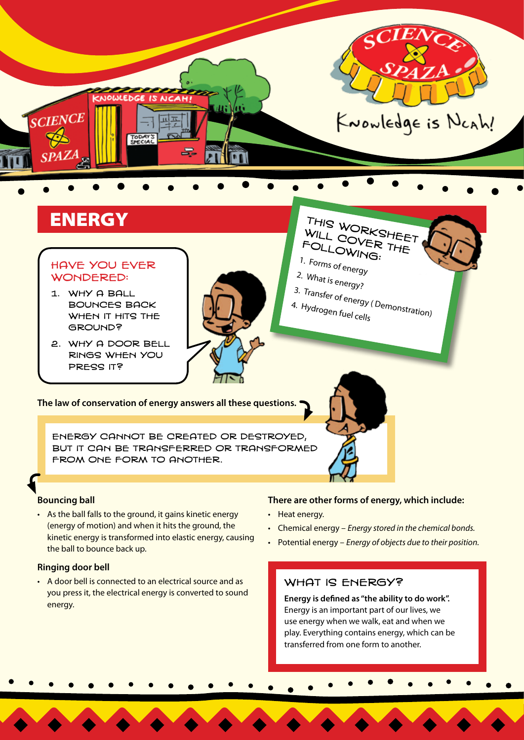Knowledge is Ncah!

# ENERGY

**HAVE YOU EVER WONDERED:**

1. WHY A BALL BOUNCES BACK WHEN IT HITS THE GROUND?
2. WHY A DOOR BELL RINGS WHEN YOU PRESS IT?

**THIS WORKSHEET WILL COVER THE FOLLOWING:**

1. Forms of energy
2. What is energy?
3. Transfer of energy ( Demonstration)
4. Hydrogen fuel cells

**The law of conservation of energy answers all these questions.**

ENERGY CANNOT BE CREATED OR DESTROYED, BUT IT CAN BE TRANSFERRED OR TRANSFORMED FROM ONE FORM TO ANOTHER.

### Bouncing ball

- As the ball falls to the ground, it gains kinetic energy (energy of motion) and when it hits the ground, the kinetic energy is transformed into elastic energy, causing the ball to bounce back up.

### Ringing door bell

- A door bell is connected to an electrical source and as you press it, the electrical energy is converted to sound energy.

### There are other forms of energy, which include:

- Heat energy.
- Chemical energy – *Energy stored in the chemical bonds.*
- Potential energy – *Energy of objects due to their position.*

### WHAT IS ENERGY?

**Energy is defined as "the ability to do work".** Energy is an important part of our lives, we use energy when we walk, eat and when we play. Everything contains energy, which can be transferred from one form to another.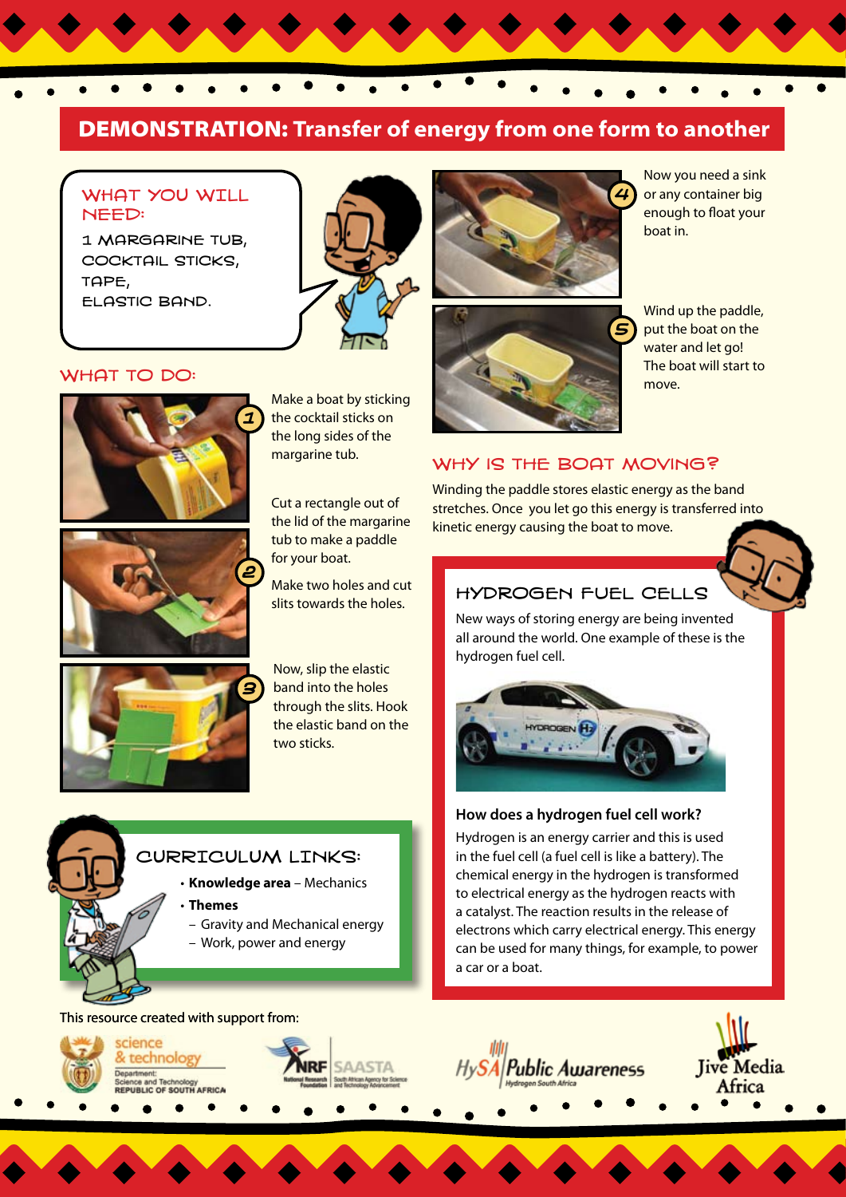# DEMONSTRATION: Transfer of energy from one form to another

## WHAT YOU WILL NEED:

1 MARGARINE TUB,
COCKTAIL STICKS,
TAPE,
ELASTIC BAND.

## WHAT TO DO:

1. Make a boat by sticking the cocktail sticks on the long sides of the margarine tub.

2. Cut a rectangle out of the lid of the margarine tub to make a paddle for your boat.

   Make two holes and cut slits towards the holes.

3. Now, slip the elastic band into the holes through the slits. Hook the elastic band on the two sticks.

4. Now you need a sink or any container big enough to float your boat in.

5. Wind up the paddle, put the boat on the water and let go! The boat will start to move.

## WHY IS THE BOAT MOVING?

Winding the paddle stores elastic energy as the band stretches. Once you let go this energy is transferred into kinetic energy causing the boat to move.

## HYDROGEN FUEL CELLS

New ways of storing energy are being invented all around the world. One example of these is the hydrogen fuel cell.

**How does a hydrogen fuel cell work?**

Hydrogen is an energy carrier and this is used in the fuel cell (a fuel cell is like a battery). The chemical energy in the hydrogen is transformed to electrical energy as the hydrogen reacts with a catalyst. The reaction results in the release of electrons which carry electrical energy. This energy can be used for many things, for example, to power a car or a boat.

## CURRICULUM LINKS:

- **Knowledge area** – Mechanics
- **Themes**
  - Gravity and Mechanical energy
  - Work, power and energy

This resource created with support from:

science & technology, Department: Science and Technology, REPUBLIC OF SOUTH AFRICA; NRF National Research Foundation; SAASTA South African Agency for Science and Technology Advancement; HySA Public Awareness Hydrogen South Africa; Jive Media Africa